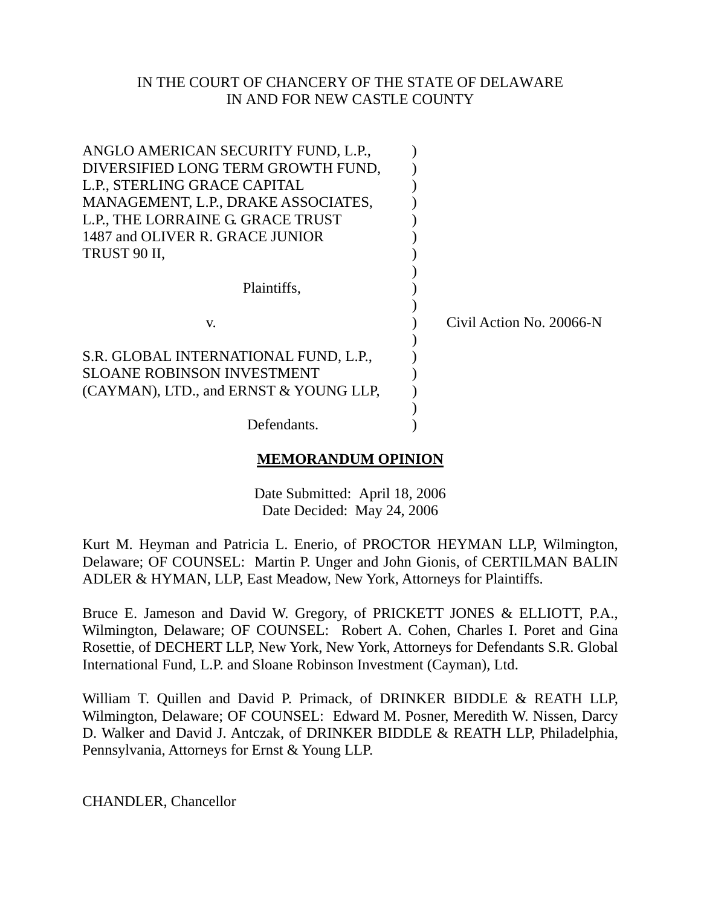IN THE COURT OF CHANCERY OF THE STATE OF DELAWARE
IN AND FOR NEW CASTLE COUNTY

ANGLO AMERICAN SECURITY FUND, L.P., DIVERSIFIED LONG TERM GROWTH FUND, L.P., STERLING GRACE CAPITAL MANAGEMENT, L.P., DRAKE ASSOCIATES, L.P., THE LORRAINE G. GRACE TRUST 1487 and OLIVER R. GRACE JUNIOR TRUST 90 II,

Plaintiffs,

v.

S.R. GLOBAL INTERNATIONAL FUND, L.P., SLOANE ROBINSON INVESTMENT (CAYMAN), LTD., and ERNST & YOUNG LLP,

Defendants.

Civil Action No. 20066-N

**MEMORANDUM OPINION**

Date Submitted: April 18, 2006
Date Decided: May 24, 2006

Kurt M. Heyman and Patricia L. Enerio, of PROCTOR HEYMAN LLP, Wilmington, Delaware; OF COUNSEL: Martin P. Unger and John Gionis, of CERTILMAN BALIN ADLER & HYMAN, LLP, East Meadow, New York, Attorneys for Plaintiffs.

Bruce E. Jameson and David W. Gregory, of PRICKETT JONES & ELLIOTT, P.A., Wilmington, Delaware; OF COUNSEL: Robert A. Cohen, Charles I. Poret and Gina Rosettie, of DECHERT LLP, New York, New York, Attorneys for Defendants S.R. Global International Fund, L.P. and Sloane Robinson Investment (Cayman), Ltd.

William T. Quillen and David P. Primack, of DRINKER BIDDLE & REATH LLP, Wilmington, Delaware; OF COUNSEL: Edward M. Posner, Meredith W. Nissen, Darcy D. Walker and David J. Antczak, of DRINKER BIDDLE & REATH LLP, Philadelphia, Pennsylvania, Attorneys for Ernst & Young LLP.

CHANDLER, Chancellor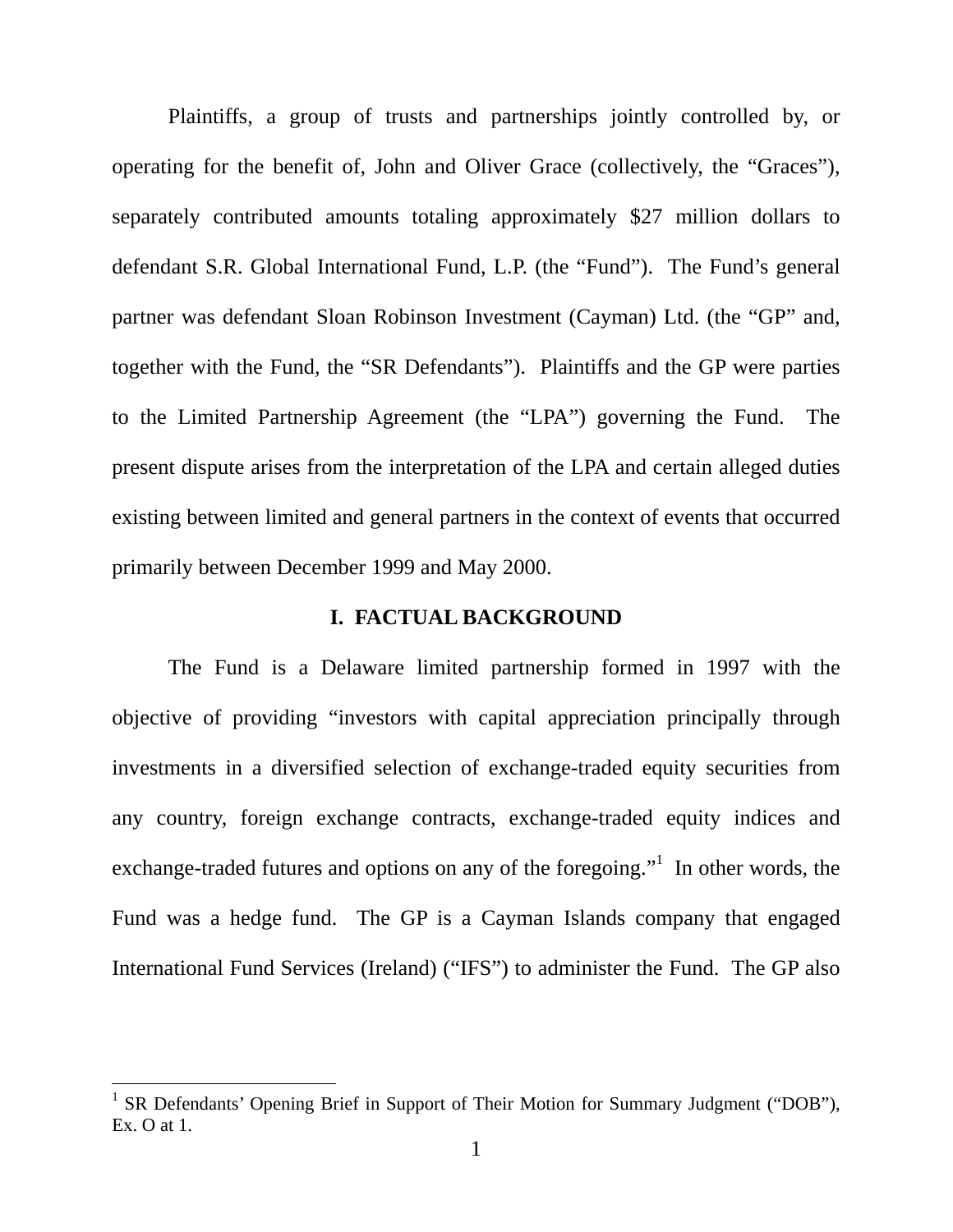Plaintiffs, a group of trusts and partnerships jointly controlled by, or operating for the benefit of, John and Oliver Grace (collectively, the "Graces"), separately contributed amounts totaling approximately $27 million dollars to defendant S.R. Global International Fund, L.P. (the "Fund"). The Fund's general partner was defendant Sloan Robinson Investment (Cayman) Ltd. (the "GP" and, together with the Fund, the "SR Defendants"). Plaintiffs and the GP were parties to the Limited Partnership Agreement (the "LPA") governing the Fund. The present dispute arises from the interpretation of the LPA and certain alleged duties existing between limited and general partners in the context of events that occurred primarily between December 1999 and May 2000.

## I. FACTUAL BACKGROUND

The Fund is a Delaware limited partnership formed in 1997 with the objective of providing "investors with capital appreciation principally through investments in a diversified selection of exchange-traded equity securities from any country, foreign exchange contracts, exchange-traded equity indices and exchange-traded futures and options on any of the foregoing."[1] In other words, the Fund was a hedge fund. The GP is a Cayman Islands company that engaged International Fund Services (Ireland) ("IFS") to administer the Fund. The GP also

[1] SR Defendants' Opening Brief in Support of Their Motion for Summary Judgment ("DOB"), Ex. O at 1.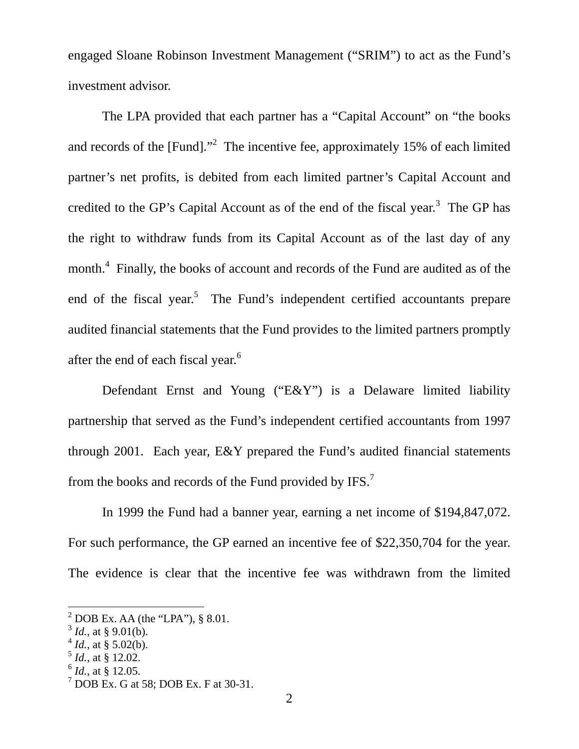engaged Sloane Robinson Investment Management ("SRIM") to act as the Fund's investment advisor.

The LPA provided that each partner has a "Capital Account" on "the books and records of the [Fund]."[2] The incentive fee, approximately 15% of each limited partner's net profits, is debited from each limited partner's Capital Account and credited to the GP's Capital Account as of the end of the fiscal year.[3] The GP has the right to withdraw funds from its Capital Account as of the last day of any month.[4] Finally, the books of account and records of the Fund are audited as of the end of the fiscal year.[5] The Fund's independent certified accountants prepare audited financial statements that the Fund provides to the limited partners promptly after the end of each fiscal year.[6]

Defendant Ernst and Young ("E&Y") is a Delaware limited liability partnership that served as the Fund's independent certified accountants from 1997 through 2001. Each year, E&Y prepared the Fund's audited financial statements from the books and records of the Fund provided by IFS.[7]

In 1999 the Fund had a banner year, earning a net income of $194,847,072. For such performance, the GP earned an incentive fee of $22,350,704 for the year. The evidence is clear that the incentive fee was withdrawn from the limited

---

[2] DOB Ex. AA (the "LPA"), § 8.01.
[3] *Id.*, at § 9.01(b).
[4] *Id.*, at § 5.02(b).
[5] *Id.*, at § 12.02.
[6] *Id.*, at § 12.05.
[7] DOB Ex. G at 58; DOB Ex. F at 30-31.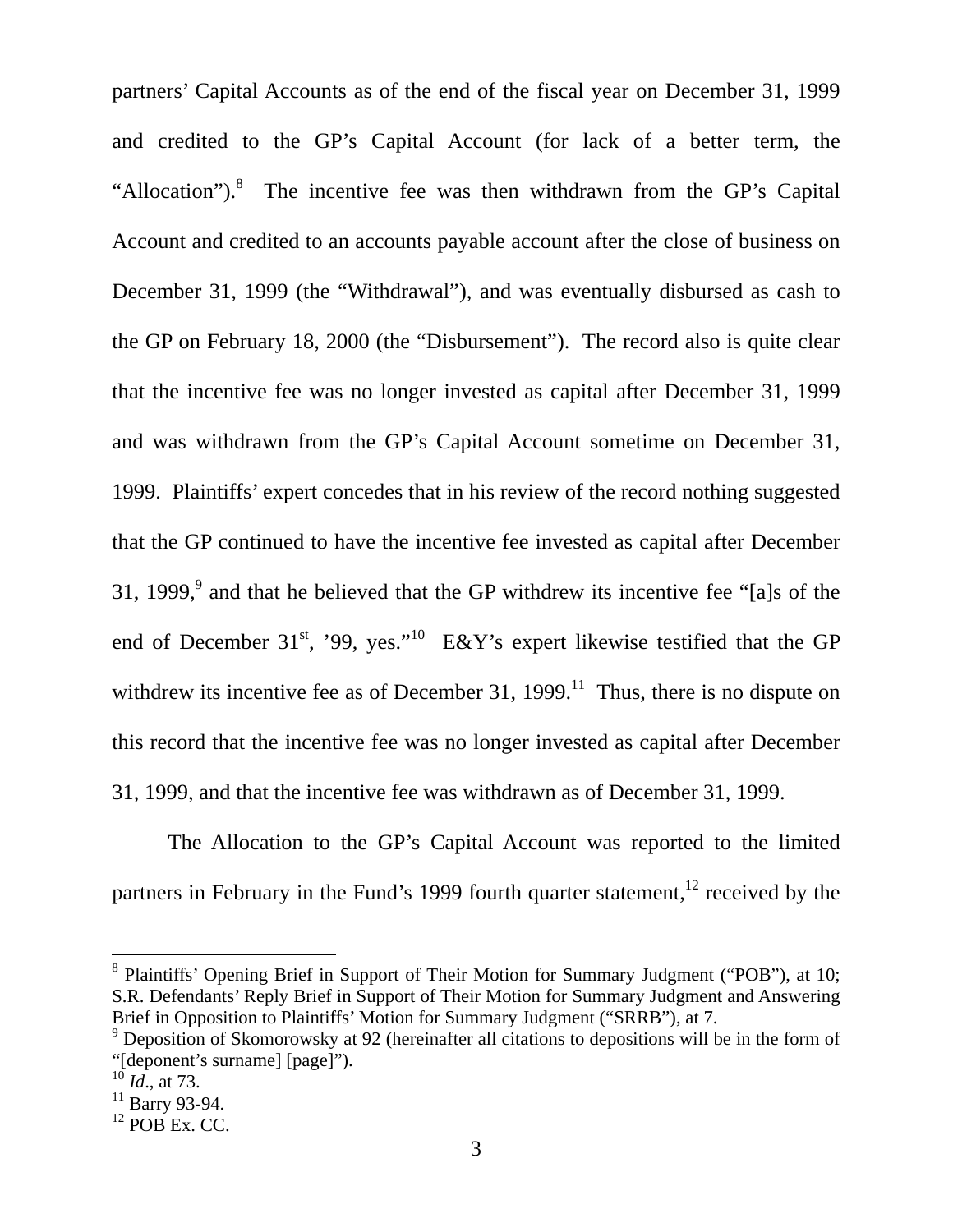partners' Capital Accounts as of the end of the fiscal year on December 31, 1999 and credited to the GP's Capital Account (for lack of a better term, the "Allocation").[8] The incentive fee was then withdrawn from the GP's Capital Account and credited to an accounts payable account after the close of business on December 31, 1999 (the "Withdrawal"), and was eventually disbursed as cash to the GP on February 18, 2000 (the "Disbursement"). The record also is quite clear that the incentive fee was no longer invested as capital after December 31, 1999 and was withdrawn from the GP's Capital Account sometime on December 31, 1999. Plaintiffs' expert concedes that in his review of the record nothing suggested that the GP continued to have the incentive fee invested as capital after December 31, 1999,[9] and that he believed that the GP withdrew its incentive fee "[a]s of the end of December 31st, '99, yes."[10] E&Y's expert likewise testified that the GP withdrew its incentive fee as of December 31, 1999.[11] Thus, there is no dispute on this record that the incentive fee was no longer invested as capital after December 31, 1999, and that the incentive fee was withdrawn as of December 31, 1999.

The Allocation to the GP's Capital Account was reported to the limited partners in February in the Fund's 1999 fourth quarter statement,[12] received by the

---

[8] Plaintiffs' Opening Brief in Support of Their Motion for Summary Judgment ("POB"), at 10; S.R. Defendants' Reply Brief in Support of Their Motion for Summary Judgment and Answering Brief in Opposition to Plaintiffs' Motion for Summary Judgment ("SRRB"), at 7.

[9] Deposition of Skomorowsky at 92 (hereinafter all citations to depositions will be in the form of "[deponent's surname] [page]").

[10] *Id*., at 73.

[11] Barry 93-94.

[12] POB Ex. CC.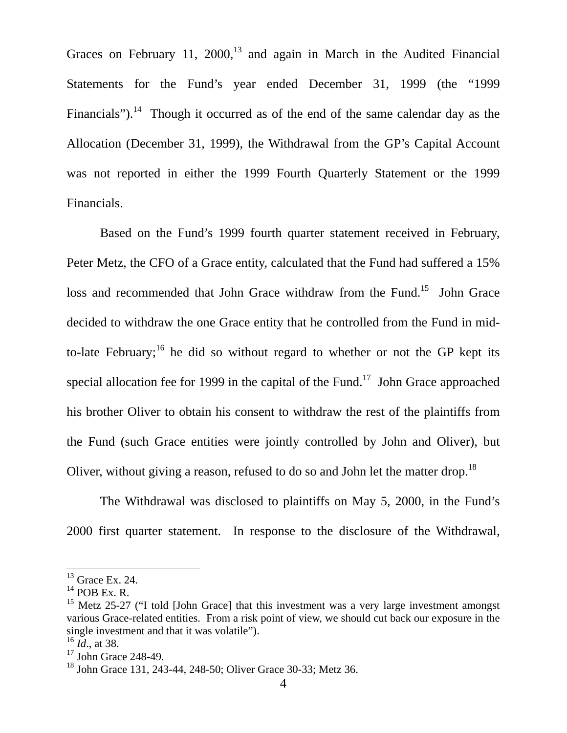Graces on February 11, 2000,[13] and again in March in the Audited Financial Statements for the Fund's year ended December 31, 1999 (the "1999 Financials").[14] Though it occurred as of the end of the same calendar day as the Allocation (December 31, 1999), the Withdrawal from the GP's Capital Account was not reported in either the 1999 Fourth Quarterly Statement or the 1999 Financials.

Based on the Fund's 1999 fourth quarter statement received in February, Peter Metz, the CFO of a Grace entity, calculated that the Fund had suffered a 15% loss and recommended that John Grace withdraw from the Fund.[15] John Grace decided to withdraw the one Grace entity that he controlled from the Fund in mid-to-late February;[16] he did so without regard to whether or not the GP kept its special allocation fee for 1999 in the capital of the Fund.[17] John Grace approached his brother Oliver to obtain his consent to withdraw the rest of the plaintiffs from the Fund (such Grace entities were jointly controlled by John and Oliver), but Oliver, without giving a reason, refused to do so and John let the matter drop.[18]

The Withdrawal was disclosed to plaintiffs on May 5, 2000, in the Fund's 2000 first quarter statement. In response to the disclosure of the Withdrawal,

---

[13] Grace Ex. 24.

[14] POB Ex. R.

[15] Metz 25-27 ("I told [John Grace] that this investment was a very large investment amongst various Grace-related entities. From a risk point of view, we should cut back our exposure in the single investment and that it was volatile").

[16] *Id*., at 38.

[17] John Grace 248-49.

[18] John Grace 131, 243-44, 248-50; Oliver Grace 30-33; Metz 36.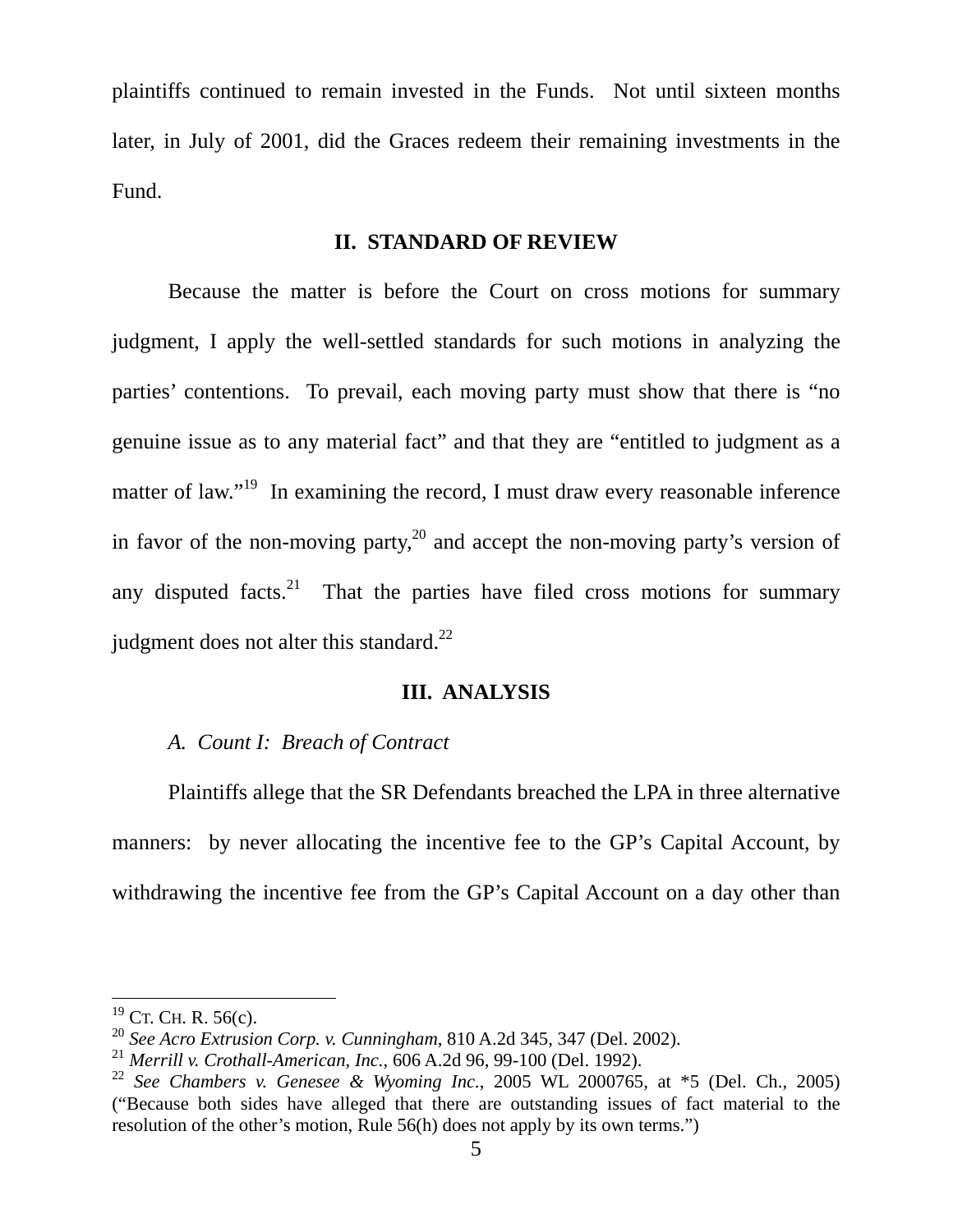plaintiffs continued to remain invested in the Funds. Not until sixteen months later, in July of 2001, did the Graces redeem their remaining investments in the Fund.

## II. STANDARD OF REVIEW

Because the matter is before the Court on cross motions for summary judgment, I apply the well-settled standards for such motions in analyzing the parties' contentions. To prevail, each moving party must show that there is "no genuine issue as to any material fact" and that they are "entitled to judgment as a matter of law."[19] In examining the record, I must draw every reasonable inference in favor of the non-moving party,[20] and accept the non-moving party's version of any disputed facts.[21] That the parties have filed cross motions for summary judgment does not alter this standard.[22]

## III. ANALYSIS

### *A. Count I: Breach of Contract*

Plaintiffs allege that the SR Defendants breached the LPA in three alternative manners: by never allocating the incentive fee to the GP's Capital Account, by withdrawing the incentive fee from the GP's Capital Account on a day other than

---

[19] CT. CH. R. 56(c).

[20] *See Acro Extrusion Corp. v. Cunningham*, 810 A.2d 345, 347 (Del. 2002).

[21] *Merrill v. Crothall-American, Inc.*, 606 A.2d 96, 99-100 (Del. 1992).

[22] *See Chambers v. Genesee & Wyoming Inc.*, 2005 WL 2000765, at *5 (Del. Ch., 2005) ("Because both sides have alleged that there are outstanding issues of fact material to the resolution of the other's motion, Rule 56(h) does not apply by its own terms.")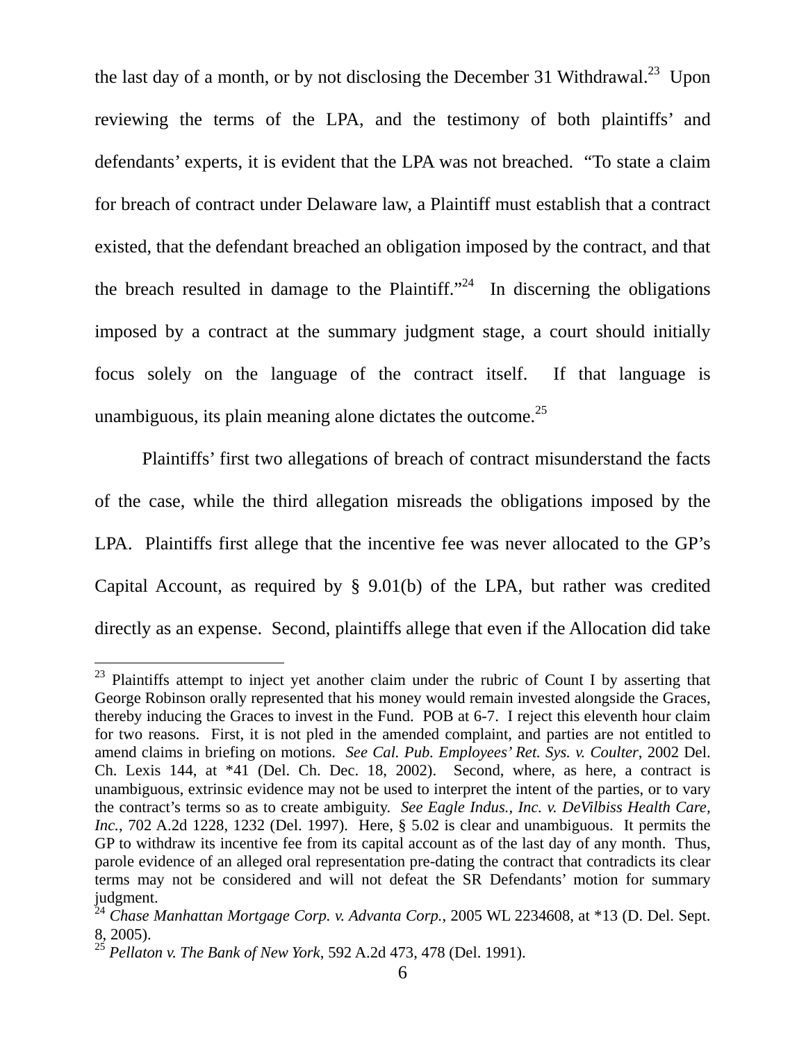the last day of a month, or by not disclosing the December 31 Withdrawal.[23] Upon reviewing the terms of the LPA, and the testimony of both plaintiffs' and defendants' experts, it is evident that the LPA was not breached. "To state a claim for breach of contract under Delaware law, a Plaintiff must establish that a contract existed, that the defendant breached an obligation imposed by the contract, and that the breach resulted in damage to the Plaintiff."[24] In discerning the obligations imposed by a contract at the summary judgment stage, a court should initially focus solely on the language of the contract itself. If that language is unambiguous, its plain meaning alone dictates the outcome.[25]

Plaintiffs' first two allegations of breach of contract misunderstand the facts of the case, while the third allegation misreads the obligations imposed by the LPA. Plaintiffs first allege that the incentive fee was never allocated to the GP's Capital Account, as required by § 9.01(b) of the LPA, but rather was credited directly as an expense. Second, plaintiffs allege that even if the Allocation did take

---

[23] Plaintiffs attempt to inject yet another claim under the rubric of Count I by asserting that George Robinson orally represented that his money would remain invested alongside the Graces, thereby inducing the Graces to invest in the Fund. POB at 6-7. I reject this eleventh hour claim for two reasons. First, it is not pled in the amended complaint, and parties are not entitled to amend claims in briefing on motions. *See Cal. Pub. Employees' Ret. Sys. v. Coulter*, 2002 Del. Ch. Lexis 144, at *41 (Del. Ch. Dec. 18, 2002). Second, where, as here, a contract is unambiguous, extrinsic evidence may not be used to interpret the intent of the parties, or to vary the contract's terms so as to create ambiguity. *See Eagle Indus., Inc. v. DeVilbiss Health Care, Inc.*, 702 A.2d 1228, 1232 (Del. 1997). Here, § 5.02 is clear and unambiguous. It permits the GP to withdraw its incentive fee from its capital account as of the last day of any month. Thus, parole evidence of an alleged oral representation pre-dating the contract that contradicts its clear terms may not be considered and will not defeat the SR Defendants' motion for summary judgment.

[24] *Chase Manhattan Mortgage Corp. v. Advanta Corp.*, 2005 WL 2234608, at *13 (D. Del. Sept. 8, 2005).

[25] *Pellaton v. The Bank of New York*, 592 A.2d 473, 478 (Del. 1991).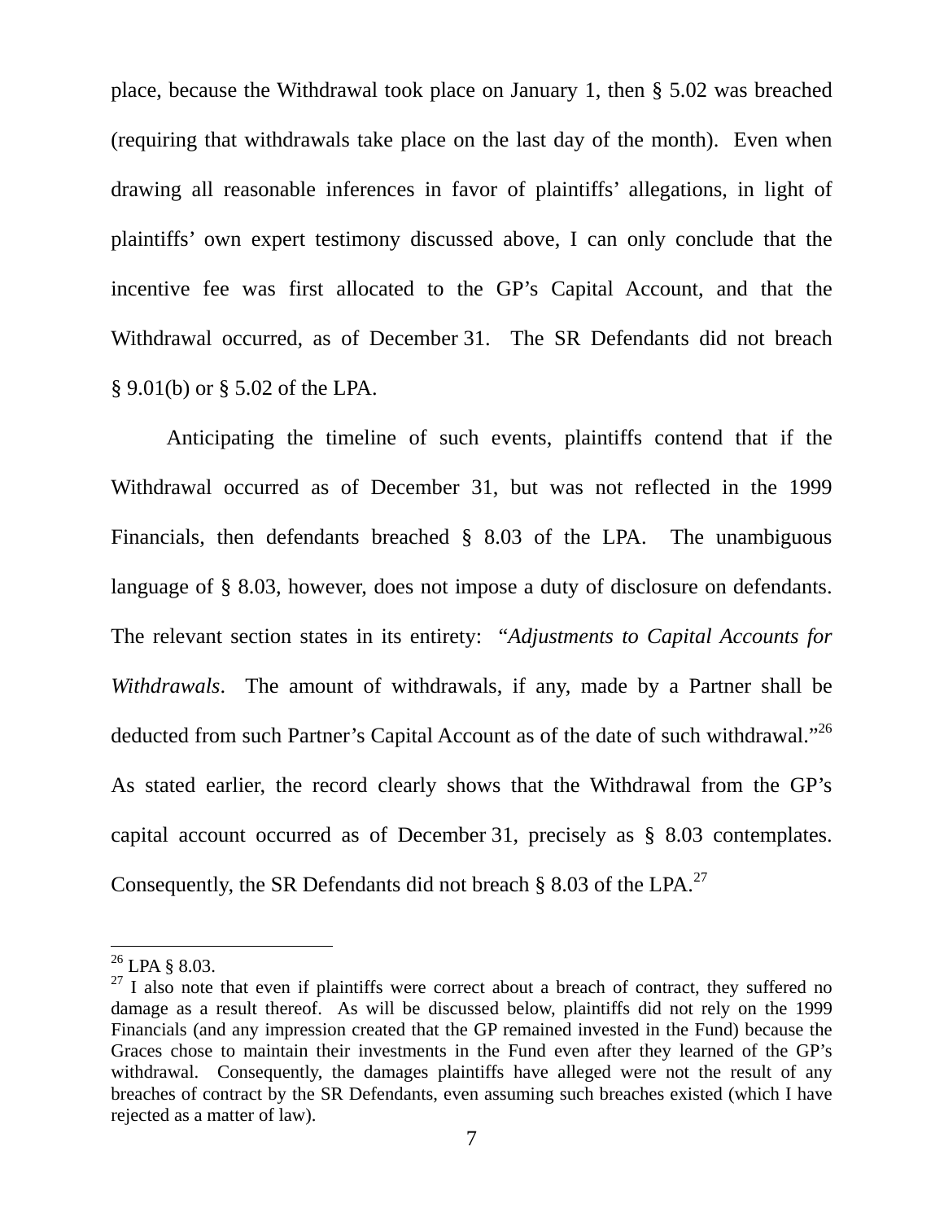place, because the Withdrawal took place on January 1, then § 5.02 was breached (requiring that withdrawals take place on the last day of the month). Even when drawing all reasonable inferences in favor of plaintiffs' allegations, in light of plaintiffs' own expert testimony discussed above, I can only conclude that the incentive fee was first allocated to the GP's Capital Account, and that the Withdrawal occurred, as of December 31. The SR Defendants did not breach § 9.01(b) or § 5.02 of the LPA.

Anticipating the timeline of such events, plaintiffs contend that if the Withdrawal occurred as of December 31, but was not reflected in the 1999 Financials, then defendants breached § 8.03 of the LPA. The unambiguous language of § 8.03, however, does not impose a duty of disclosure on defendants. The relevant section states in its entirety: "*Adjustments to Capital Accounts for Withdrawals*. The amount of withdrawals, if any, made by a Partner shall be deducted from such Partner's Capital Account as of the date of such withdrawal."[26] As stated earlier, the record clearly shows that the Withdrawal from the GP's capital account occurred as of December 31, precisely as § 8.03 contemplates. Consequently, the SR Defendants did not breach § 8.03 of the LPA.[27]

---

[26] LPA § 8.03.

[27] I also note that even if plaintiffs were correct about a breach of contract, they suffered no damage as a result thereof. As will be discussed below, plaintiffs did not rely on the 1999 Financials (and any impression created that the GP remained invested in the Fund) because the Graces chose to maintain their investments in the Fund even after they learned of the GP's withdrawal. Consequently, the damages plaintiffs have alleged were not the result of any breaches of contract by the SR Defendants, even assuming such breaches existed (which I have rejected as a matter of law).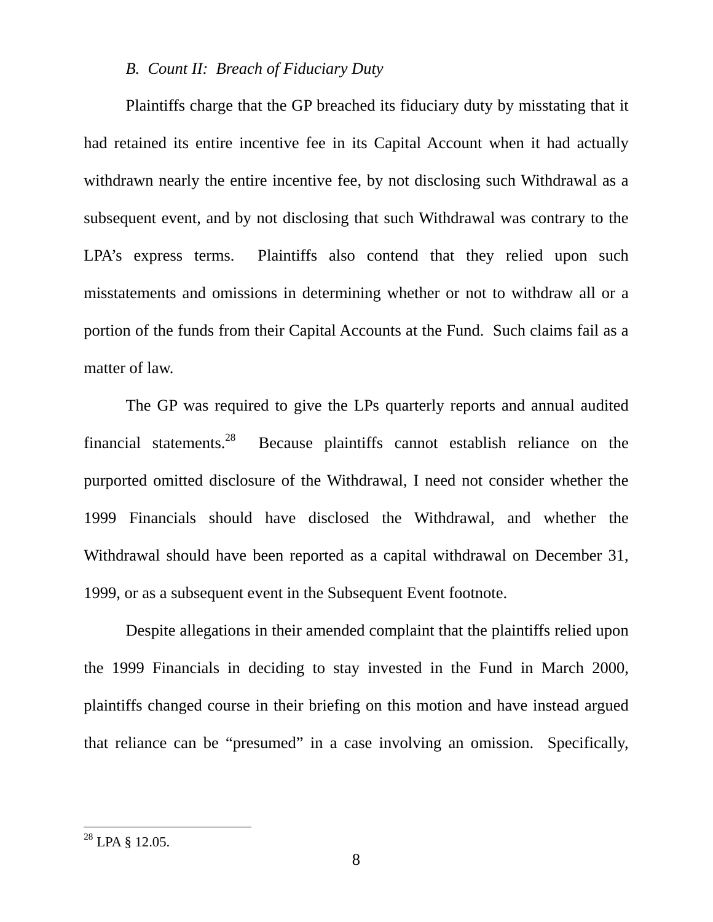### *B. Count II: Breach of Fiduciary Duty*

Plaintiffs charge that the GP breached its fiduciary duty by misstating that it had retained its entire incentive fee in its Capital Account when it had actually withdrawn nearly the entire incentive fee, by not disclosing such Withdrawal as a subsequent event, and by not disclosing that such Withdrawal was contrary to the LPA's express terms. Plaintiffs also contend that they relied upon such misstatements and omissions in determining whether or not to withdraw all or a portion of the funds from their Capital Accounts at the Fund. Such claims fail as a matter of law.

The GP was required to give the LPs quarterly reports and annual audited financial statements.[28] Because plaintiffs cannot establish reliance on the purported omitted disclosure of the Withdrawal, I need not consider whether the 1999 Financials should have disclosed the Withdrawal, and whether the Withdrawal should have been reported as a capital withdrawal on December 31, 1999, or as a subsequent event in the Subsequent Event footnote.

Despite allegations in their amended complaint that the plaintiffs relied upon the 1999 Financials in deciding to stay invested in the Fund in March 2000, plaintiffs changed course in their briefing on this motion and have instead argued that reliance can be "presumed" in a case involving an omission. Specifically,

---

[28] LPA § 12.05.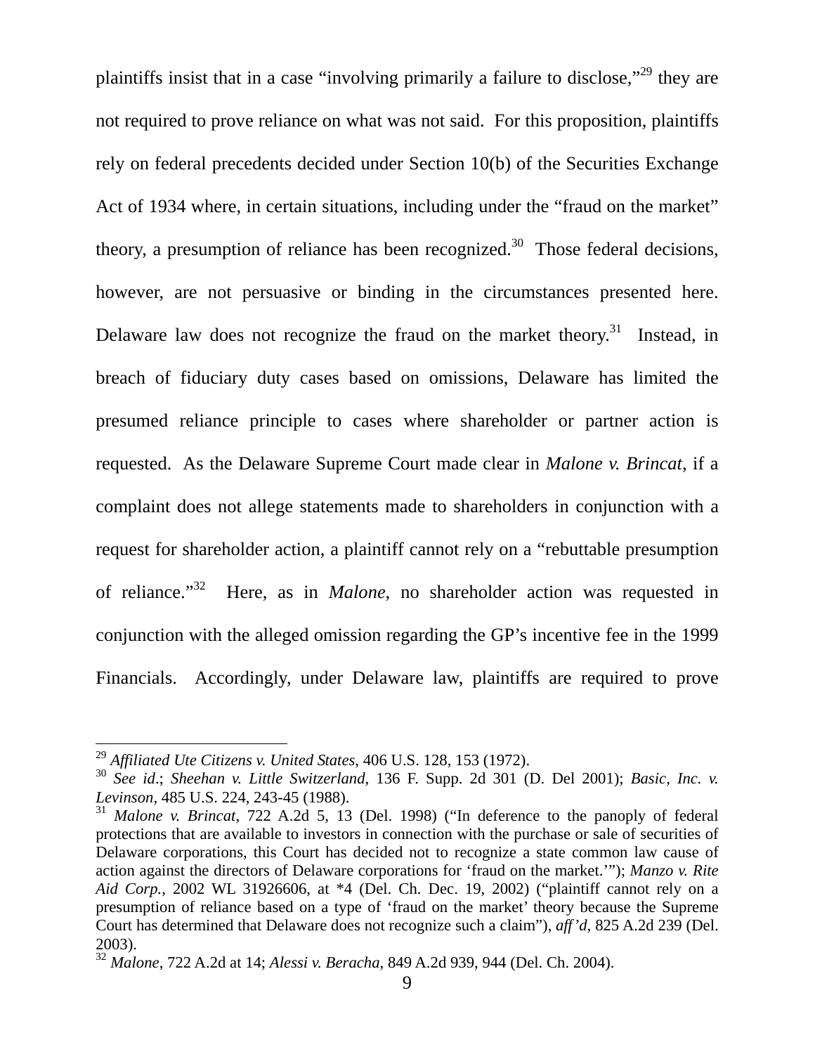plaintiffs insist that in a case "involving primarily a failure to disclose,"[29] they are not required to prove reliance on what was not said. For this proposition, plaintiffs rely on federal precedents decided under Section 10(b) of the Securities Exchange Act of 1934 where, in certain situations, including under the "fraud on the market" theory, a presumption of reliance has been recognized.[30] Those federal decisions, however, are not persuasive or binding in the circumstances presented here. Delaware law does not recognize the fraud on the market theory.[31] Instead, in breach of fiduciary duty cases based on omissions, Delaware has limited the presumed reliance principle to cases where shareholder or partner action is requested. As the Delaware Supreme Court made clear in *Malone v. Brincat*, if a complaint does not allege statements made to shareholders in conjunction with a request for shareholder action, a plaintiff cannot rely on a "rebuttable presumption of reliance."[32] Here, as in *Malone*, no shareholder action was requested in conjunction with the alleged omission regarding the GP's incentive fee in the 1999 Financials. Accordingly, under Delaware law, plaintiffs are required to prove

---

[29] *Affiliated Ute Citizens v. United States*, 406 U.S. 128, 153 (1972).

[30] *See id*.; *Sheehan v. Little Switzerland*, 136 F. Supp. 2d 301 (D. Del 2001); *Basic, Inc. v. Levinson*, 485 U.S. 224, 243-45 (1988).

[31] *Malone v. Brincat*, 722 A.2d 5, 13 (Del. 1998) ("In deference to the panoply of federal protections that are available to investors in connection with the purchase or sale of securities of Delaware corporations, this Court has decided not to recognize a state common law cause of action against the directors of Delaware corporations for 'fraud on the market.'"); *Manzo v. Rite Aid Corp.*, 2002 WL 31926606, at *4 (Del. Ch. Dec. 19, 2002) ("plaintiff cannot rely on a presumption of reliance based on a type of 'fraud on the market' theory because the Supreme Court has determined that Delaware does not recognize such a claim"), *aff'd*, 825 A.2d 239 (Del. 2003).

[32] *Malone*, 722 A.2d at 14; *Alessi v. Beracha*, 849 A.2d 939, 944 (Del. Ch. 2004).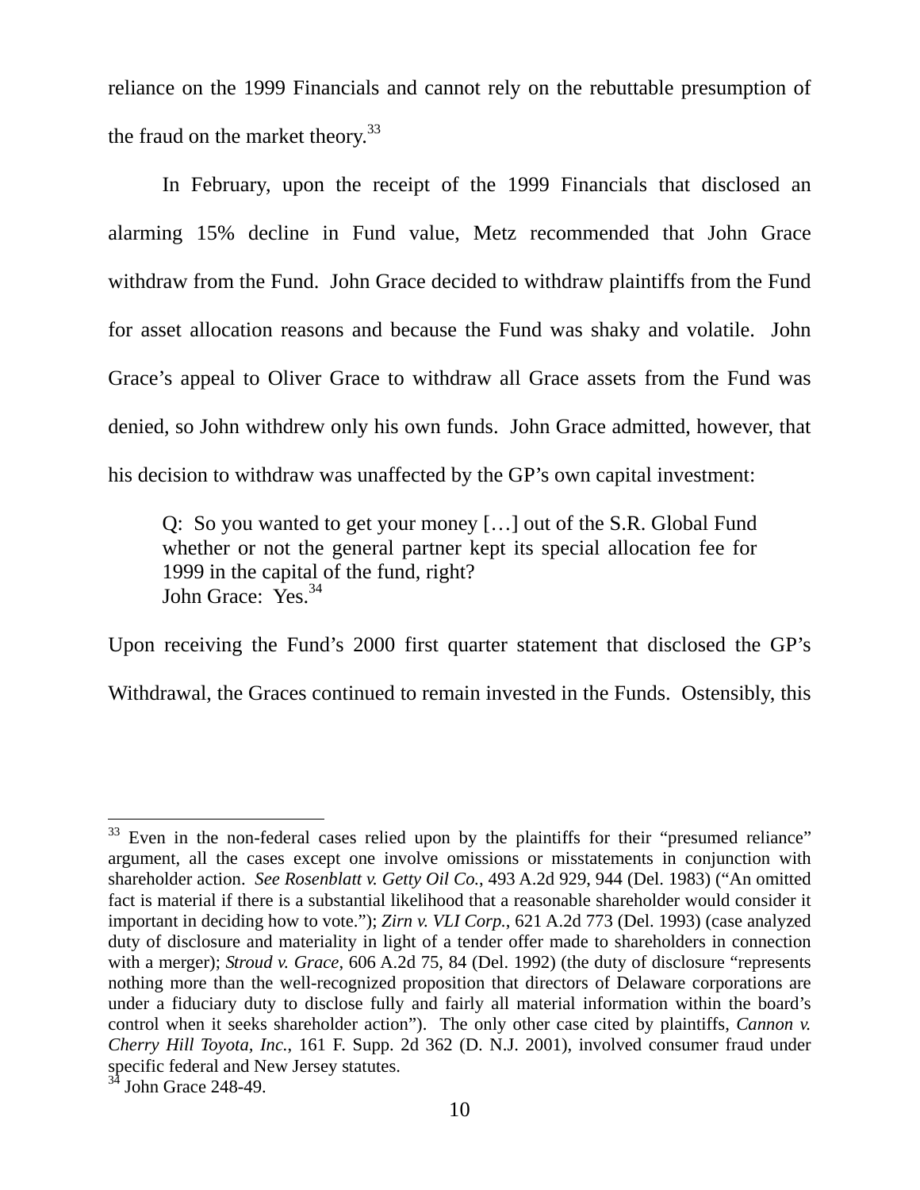reliance on the 1999 Financials and cannot rely on the rebuttable presumption of the fraud on the market theory.[33]

In February, upon the receipt of the 1999 Financials that disclosed an alarming 15% decline in Fund value, Metz recommended that John Grace withdraw from the Fund. John Grace decided to withdraw plaintiffs from the Fund for asset allocation reasons and because the Fund was shaky and volatile. John Grace's appeal to Oliver Grace to withdraw all Grace assets from the Fund was denied, so John withdrew only his own funds. John Grace admitted, however, that his decision to withdraw was unaffected by the GP's own capital investment:

> Q: So you wanted to get your money […] out of the S.R. Global Fund whether or not the general partner kept its special allocation fee for 1999 in the capital of the fund, right?
> John Grace: Yes.[34]

Upon receiving the Fund's 2000 first quarter statement that disclosed the GP's Withdrawal, the Graces continued to remain invested in the Funds. Ostensibly, this

---

[33] Even in the non-federal cases relied upon by the plaintiffs for their "presumed reliance" argument, all the cases except one involve omissions or misstatements in conjunction with shareholder action. *See Rosenblatt v. Getty Oil Co.*, 493 A.2d 929, 944 (Del. 1983) ("An omitted fact is material if there is a substantial likelihood that a reasonable shareholder would consider it important in deciding how to vote."); *Zirn v. VLI Corp.*, 621 A.2d 773 (Del. 1993) (case analyzed duty of disclosure and materiality in light of a tender offer made to shareholders in connection with a merger); *Stroud v. Grace*, 606 A.2d 75, 84 (Del. 1992) (the duty of disclosure "represents nothing more than the well-recognized proposition that directors of Delaware corporations are under a fiduciary duty to disclose fully and fairly all material information within the board's control when it seeks shareholder action"). The only other case cited by plaintiffs, *Cannon v. Cherry Hill Toyota, Inc.*, 161 F. Supp. 2d 362 (D. N.J. 2001), involved consumer fraud under specific federal and New Jersey statutes.

[34] John Grace 248-49.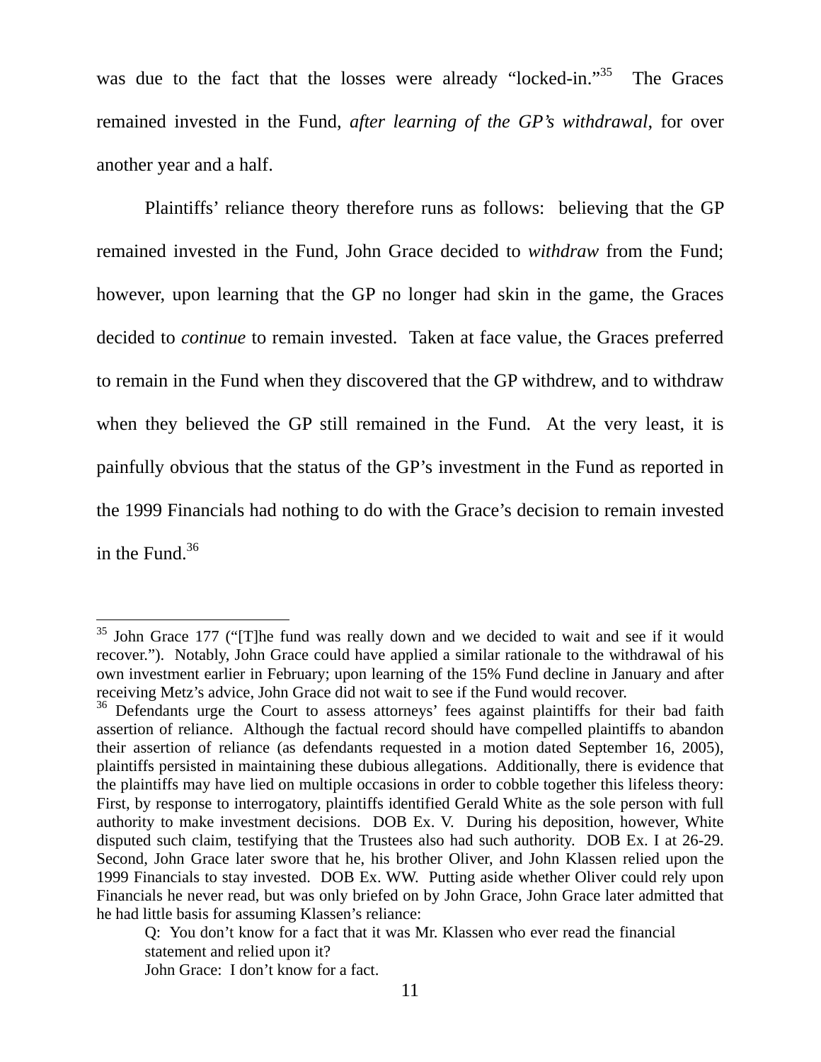was due to the fact that the losses were already "locked-in."[35] The Graces remained invested in the Fund, *after learning of the GP's withdrawal*, for over another year and a half.

Plaintiffs' reliance theory therefore runs as follows: believing that the GP remained invested in the Fund, John Grace decided to *withdraw* from the Fund; however, upon learning that the GP no longer had skin in the game, the Graces decided to *continue* to remain invested. Taken at face value, the Graces preferred to remain in the Fund when they discovered that the GP withdrew, and to withdraw when they believed the GP still remained in the Fund. At the very least, it is painfully obvious that the status of the GP's investment in the Fund as reported in the 1999 Financials had nothing to do with the Grace's decision to remain invested in the Fund.[36]

---

[35] John Grace 177 ("[T]he fund was really down and we decided to wait and see if it would recover."). Notably, John Grace could have applied a similar rationale to the withdrawal of his own investment earlier in February; upon learning of the 15% Fund decline in January and after receiving Metz's advice, John Grace did not wait to see if the Fund would recover.

[36] Defendants urge the Court to assess attorneys' fees against plaintiffs for their bad faith assertion of reliance. Although the factual record should have compelled plaintiffs to abandon their assertion of reliance (as defendants requested in a motion dated September 16, 2005), plaintiffs persisted in maintaining these dubious allegations. Additionally, there is evidence that the plaintiffs may have lied on multiple occasions in order to cobble together this lifeless theory: First, by response to interrogatory, plaintiffs identified Gerald White as the sole person with full authority to make investment decisions. DOB Ex. V. During his deposition, however, White disputed such claim, testifying that the Trustees also had such authority. DOB Ex. I at 26-29. Second, John Grace later swore that he, his brother Oliver, and John Klassen relied upon the 1999 Financials to stay invested. DOB Ex. WW. Putting aside whether Oliver could rely upon Financials he never read, but was only briefed on by John Grace, John Grace later admitted that he had little basis for assuming Klassen's reliance:

> Q: You don't know for a fact that it was Mr. Klassen who ever read the financial statement and relied upon it?
>
> John Grace: I don't know for a fact.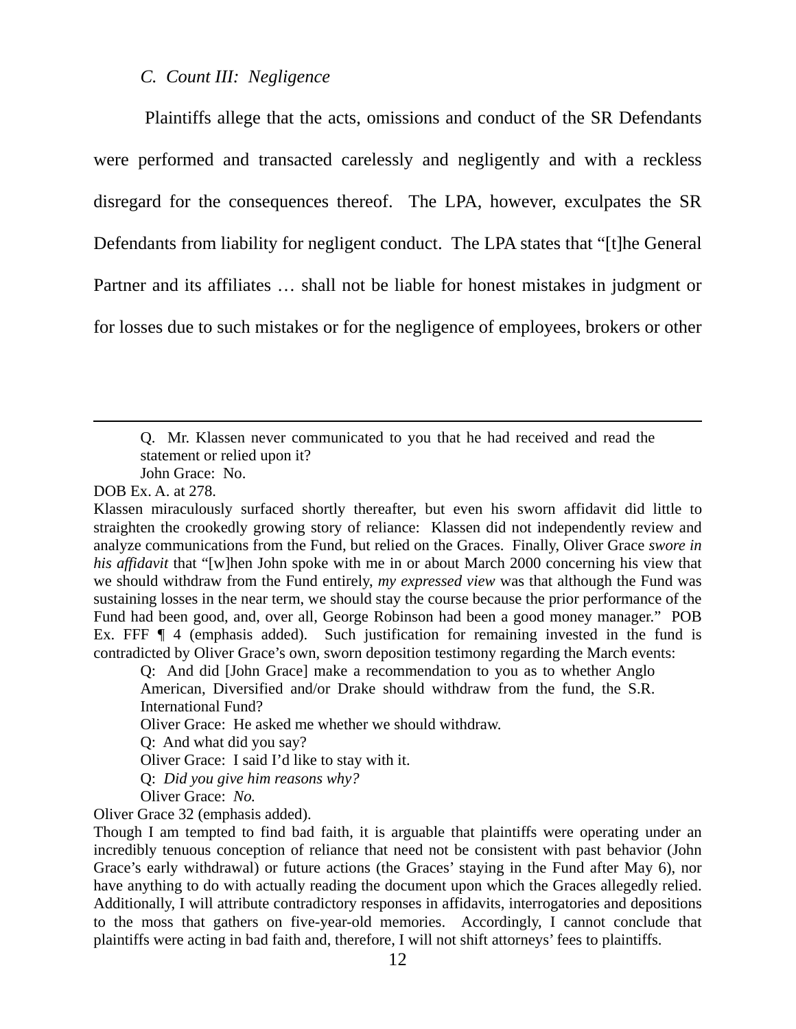### *C. Count III: Negligence*

Plaintiffs allege that the acts, omissions and conduct of the SR Defendants were performed and transacted carelessly and negligently and with a reckless disregard for the consequences thereof. The LPA, however, exculpates the SR Defendants from liability for negligent conduct. The LPA states that "[t]he General Partner and its affiliates … shall not be liable for honest mistakes in judgment or for losses due to such mistakes or for the negligence of employees, brokers or other

---

> Q. Mr. Klassen never communicated to you that he had received and read the statement or relied upon it?
>
> John Grace: No.

DOB Ex. A. at 278.

Klassen miraculously surfaced shortly thereafter, but even his sworn affidavit did little to straighten the crookedly growing story of reliance: Klassen did not independently review and analyze communications from the Fund, but relied on the Graces. Finally, Oliver Grace *swore in his affidavit* that "[w]hen John spoke with me in or about March 2000 concerning his view that we should withdraw from the Fund entirely, *my expressed view* was that although the Fund was sustaining losses in the near term, we should stay the course because the prior performance of the Fund had been good, and, over all, George Robinson had been a good money manager." POB Ex. FFF ¶ 4 (emphasis added). Such justification for remaining invested in the fund is contradicted by Oliver Grace's own, sworn deposition testimony regarding the March events:

> Q: And did [John Grace] make a recommendation to you as to whether Anglo American, Diversified and/or Drake should withdraw from the fund, the S.R. International Fund?
>
> Oliver Grace: He asked me whether we should withdraw.
>
> Q: And what did you say?
>
> Oliver Grace: I said I'd like to stay with it.
>
> Q: *Did you give him reasons why?*
>
> Oliver Grace: *No.*

Oliver Grace 32 (emphasis added).

Though I am tempted to find bad faith, it is arguable that plaintiffs were operating under an incredibly tenuous conception of reliance that need not be consistent with past behavior (John Grace's early withdrawal) or future actions (the Graces' staying in the Fund after May 6), nor have anything to do with actually reading the document upon which the Graces allegedly relied. Additionally, I will attribute contradictory responses in affidavits, interrogatories and depositions to the moss that gathers on five-year-old memories. Accordingly, I cannot conclude that plaintiffs were acting in bad faith and, therefore, I will not shift attorneys' fees to plaintiffs.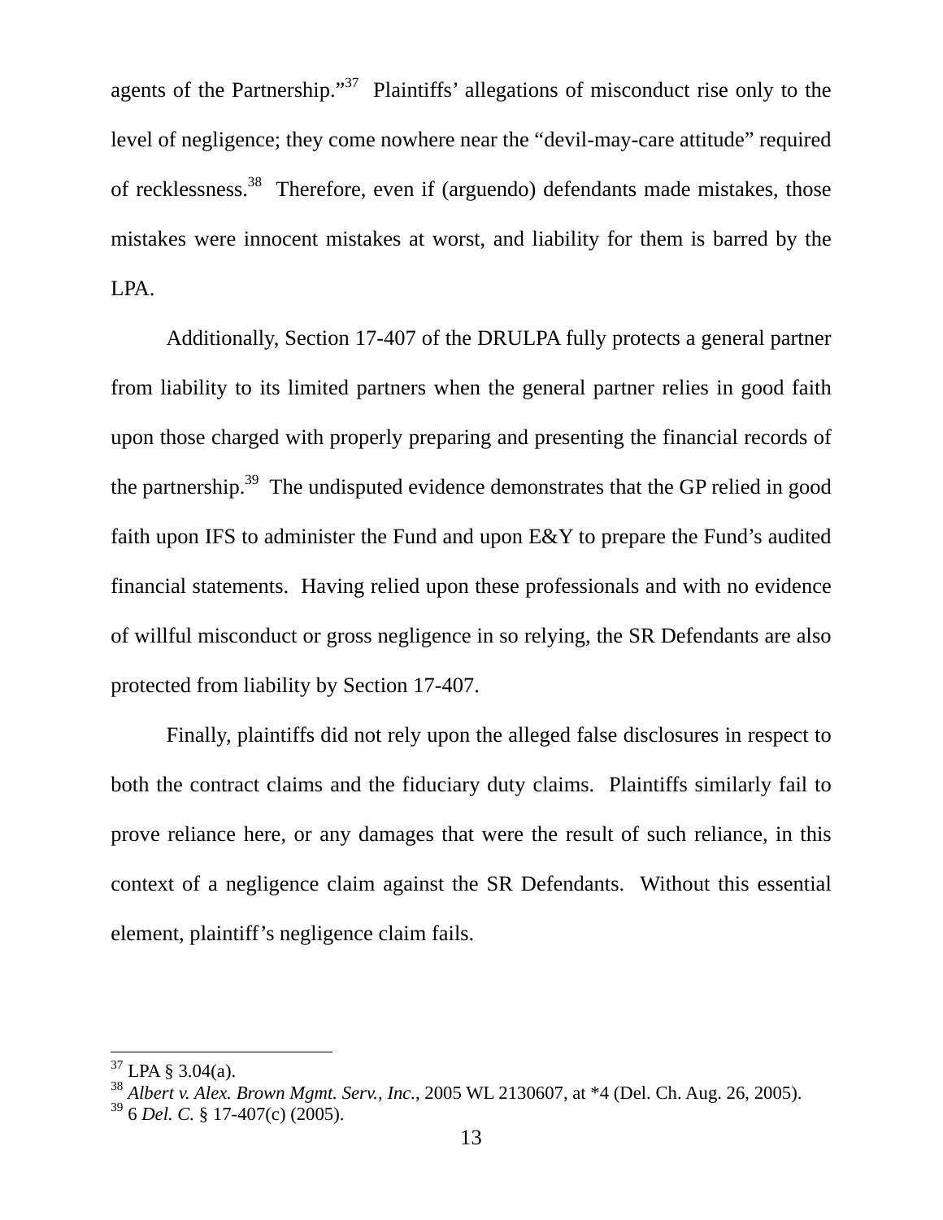agents of the Partnership."[37] Plaintiffs' allegations of misconduct rise only to the level of negligence; they come nowhere near the "devil-may-care attitude" required of recklessness.[38] Therefore, even if (arguendo) defendants made mistakes, those mistakes were innocent mistakes at worst, and liability for them is barred by the LPA.

Additionally, Section 17-407 of the DRULPA fully protects a general partner from liability to its limited partners when the general partner relies in good faith upon those charged with properly preparing and presenting the financial records of the partnership.[39] The undisputed evidence demonstrates that the GP relied in good faith upon IFS to administer the Fund and upon E&Y to prepare the Fund's audited financial statements. Having relied upon these professionals and with no evidence of willful misconduct or gross negligence in so relying, the SR Defendants are also protected from liability by Section 17-407.

Finally, plaintiffs did not rely upon the alleged false disclosures in respect to both the contract claims and the fiduciary duty claims. Plaintiffs similarly fail to prove reliance here, or any damages that were the result of such reliance, in this context of a negligence claim against the SR Defendants. Without this essential element, plaintiff's negligence claim fails.

---

[37] LPA § 3.04(a).

[38] *Albert v. Alex. Brown Mgmt. Serv., Inc.*, 2005 WL 2130607, at *4 (Del. Ch. Aug. 26, 2005).

[39] 6 *Del. C.* § 17-407(c) (2005).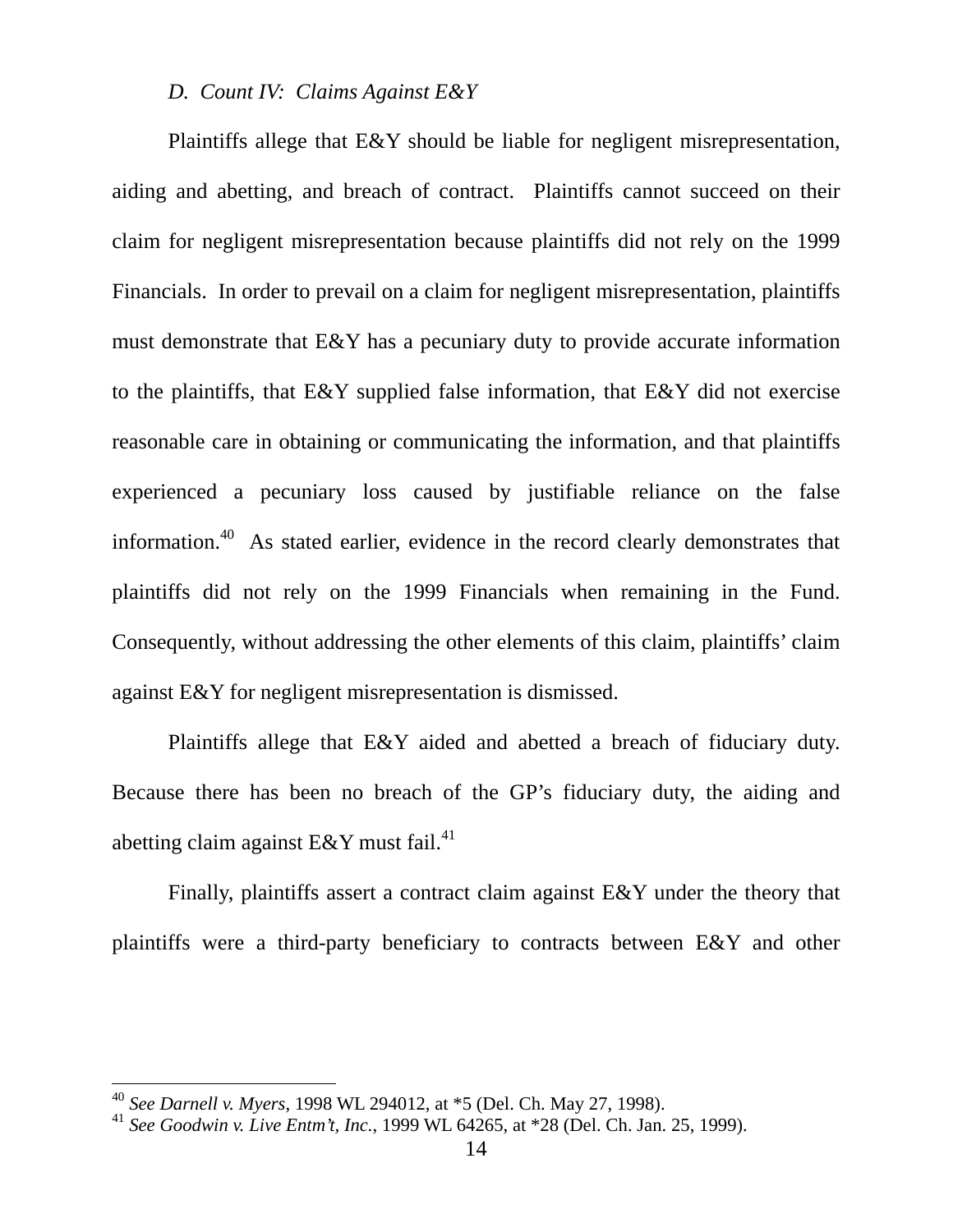*D. Count IV: Claims Against E&Y*

Plaintiffs allege that E&Y should be liable for negligent misrepresentation, aiding and abetting, and breach of contract. Plaintiffs cannot succeed on their claim for negligent misrepresentation because plaintiffs did not rely on the 1999 Financials. In order to prevail on a claim for negligent misrepresentation, plaintiffs must demonstrate that E&Y has a pecuniary duty to provide accurate information to the plaintiffs, that E&Y supplied false information, that E&Y did not exercise reasonable care in obtaining or communicating the information, and that plaintiffs experienced a pecuniary loss caused by justifiable reliance on the false information.[40] As stated earlier, evidence in the record clearly demonstrates that plaintiffs did not rely on the 1999 Financials when remaining in the Fund. Consequently, without addressing the other elements of this claim, plaintiffs' claim against E&Y for negligent misrepresentation is dismissed.

Plaintiffs allege that E&Y aided and abetted a breach of fiduciary duty. Because there has been no breach of the GP's fiduciary duty, the aiding and abetting claim against E&Y must fail.[41]

Finally, plaintiffs assert a contract claim against E&Y under the theory that plaintiffs were a third-party beneficiary to contracts between E&Y and other

---

[40] *See Darnell v. Myers*, 1998 WL 294012, at *5 (Del. Ch. May 27, 1998).

[41] *See Goodwin v. Live Entm't, Inc.*, 1999 WL 64265, at *28 (Del. Ch. Jan. 25, 1999).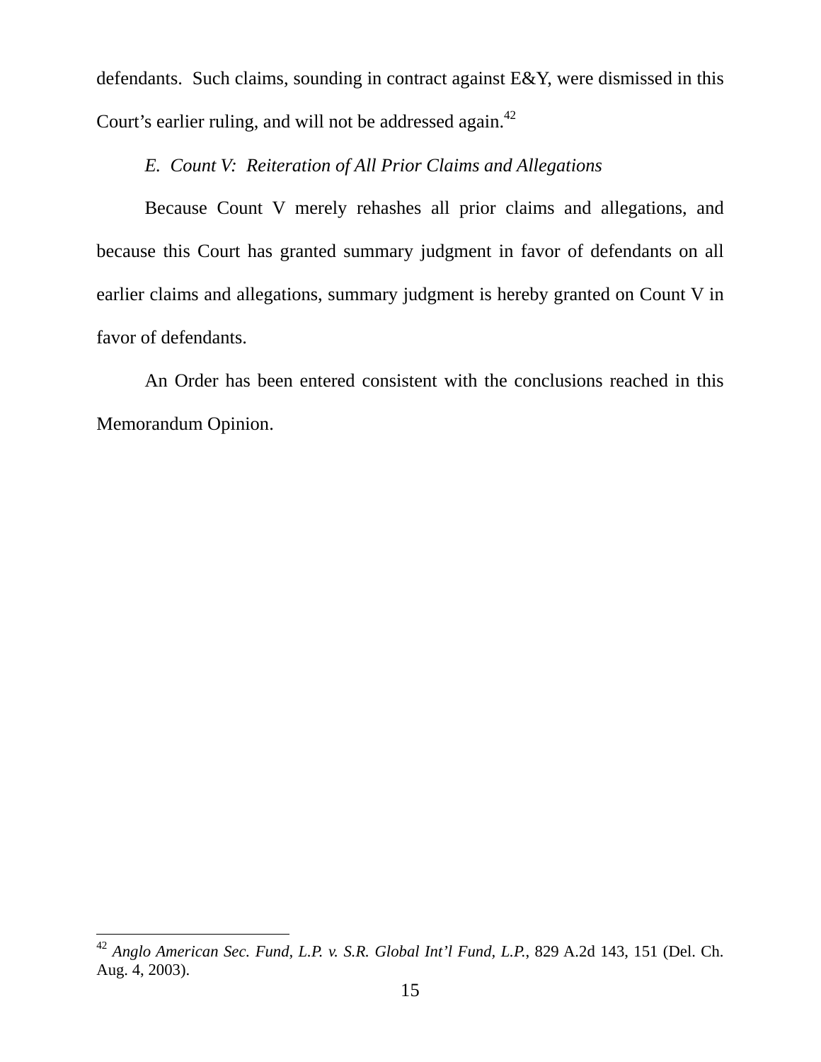defendants. Such claims, sounding in contract against E&Y, were dismissed in this Court's earlier ruling, and will not be addressed again.[42]

*E. Count V: Reiteration of All Prior Claims and Allegations*

Because Count V merely rehashes all prior claims and allegations, and because this Court has granted summary judgment in favor of defendants on all earlier claims and allegations, summary judgment is hereby granted on Count V in favor of defendants.

An Order has been entered consistent with the conclusions reached in this Memorandum Opinion.

---

[42] *Anglo American Sec. Fund, L.P. v. S.R. Global Int'l Fund, L.P.*, 829 A.2d 143, 151 (Del. Ch. Aug. 4, 2003).